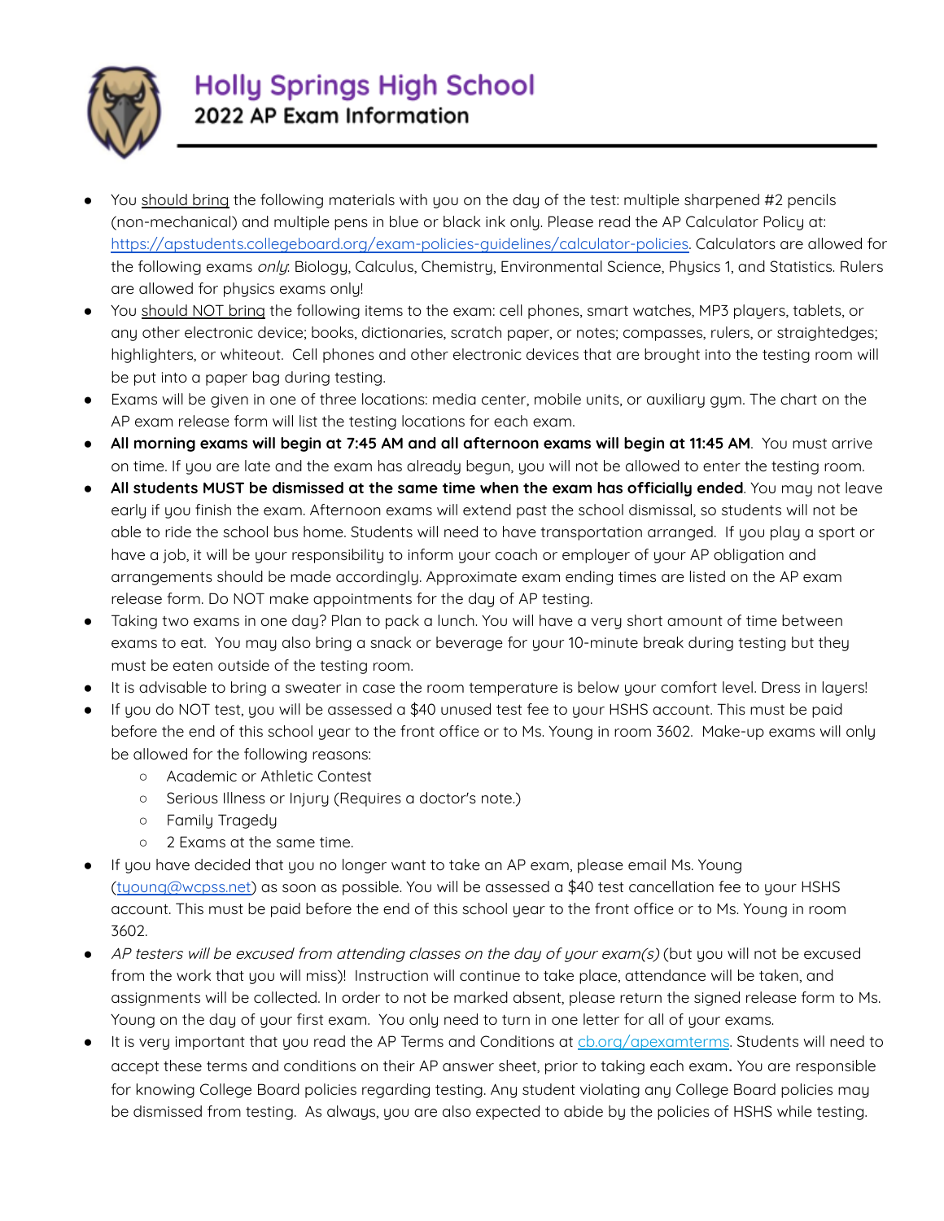# Holly Springs High School

## 2022 AP Exam Information

- You should bring the following materials with you on the day of the test: multiple sharpened #2 pencils (non-mechanical) and multiple pens in blue or black ink only. Please read the AP Calculator Policy at: https://apstudents.collegeboard.org/exam-policies-guidelines/calculator-policies. Calculators are allowed for the following exams *only*: Biology, Calculus, Chemistry, Environmental Science, Physics 1, and Statistics. Rulers are allowed for physics exams only!
- You should NOT bring the following items to the exam: cell phones, smart watches, MP3 players, tablets, or any other electronic device; books, dictionaries, scratch paper, or notes; compasses, rulers, or straightedges; highlighters, or whiteout. Cell phones and other electronic devices that are brought into the testing room will be put into a paper bag during testing.
- Exams will be given in one of three locations: media center, mobile units, or auxiliary gym. The chart on the AP exam release form will list the testing locations for each exam.
- **All morning exams will begin at 7:45 AM and all afternoon exams will begin at 11:45 AM**. You must arrive on time. If you are late and the exam has already begun, you will not be allowed to enter the testing room.
- **All students MUST be dismissed at the same time when the exam has officially ended**. You may not leave early if you finish the exam. Afternoon exams will extend past the school dismissal, so students will not be able to ride the school bus home. Students will need to have transportation arranged. If you play a sport or have a job, it will be your responsibility to inform your coach or employer of your AP obligation and arrangements should be made accordingly. Approximate exam ending times are listed on the AP exam release form. Do NOT make appointments for the day of AP testing.
- Taking two exams in one day? Plan to pack a lunch. You will have a very short amount of time between exams to eat. You may also bring a snack or beverage for your 10-minute break during testing but they must be eaten outside of the testing room.
- It is advisable to bring a sweater in case the room temperature is below your comfort level. Dress in layers!
- If you do NOT test, you will be assessed a $40 unused test fee to your HSHS account. This must be paid before the end of this school year to the front office or to Ms. Young in room 3602. Make-up exams will only be allowed for the following reasons:
  - Academic or Athletic Contest
  - Serious Illness or Injury (Requires a doctor's note.)
  - Family Tragedy
  - 2 Exams at the same time.
- If you have decided that you no longer want to take an AP exam, please email Ms. Young (tyoung@wcpss.net) as soon as possible. You will be assessed a $40 test cancellation fee to your HSHS account. This must be paid before the end of this school year to the front office or to Ms. Young in room 3602.
- *AP testers will be excused from attending classes on the day of your exam(s)* (but you will not be excused from the work that you will miss)! Instruction will continue to take place, attendance will be taken, and assignments will be collected. In order to not be marked absent, please return the signed release form to Ms. Young on the day of your first exam. You only need to turn in one letter for all of your exams.
- It is very important that you read the AP Terms and Conditions at cb.org/apexamterms. Students will need to accept these terms and conditions on their AP answer sheet, prior to taking each exam. You are responsible for knowing College Board policies regarding testing. Any student violating any College Board policies may be dismissed from testing. As always, you are also expected to abide by the policies of HSHS while testing.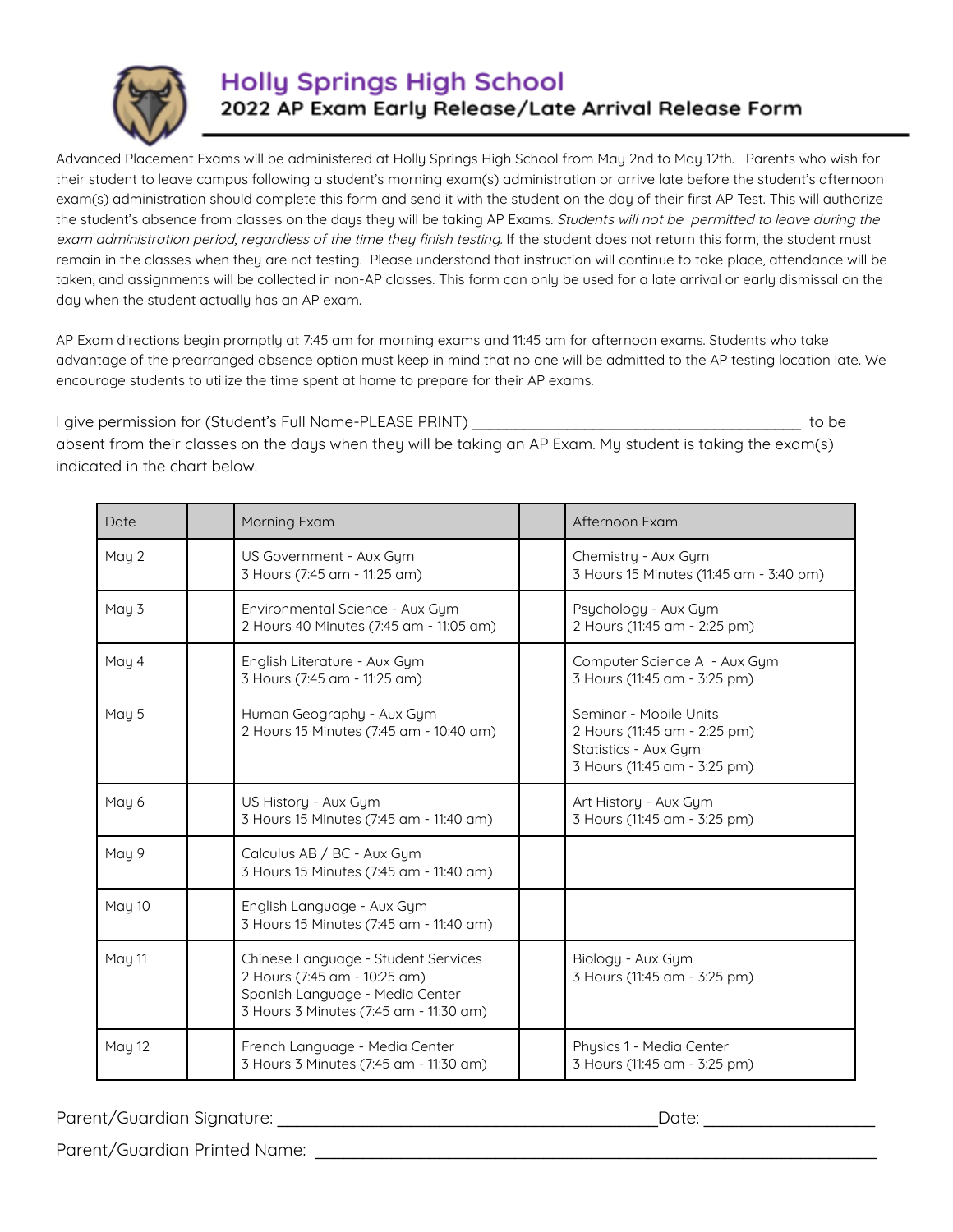# Holly Springs High School

## 2022 AP Exam Early Release/Late Arrival Release Form

Advanced Placement Exams will be administered at Holly Springs High School from May 2nd to May 12th. Parents who wish for their student to leave campus following a student's morning exam(s) administration or arrive late before the student's afternoon exam(s) administration should complete this form and send it with the student on the day of their first AP Test. This will authorize the student's absence from classes on the days they will be taking AP Exams. *Students will not be permitted to leave during the exam administration period, regardless of the time they finish testing.* If the student does not return this form, the student must remain in the classes when they are not testing. Please understand that instruction will continue to take place, attendance will be taken, and assignments will be collected in non-AP classes. This form can only be used for a late arrival or early dismissal on the day when the student actually has an AP exam.

AP Exam directions begin promptly at 7:45 am for morning exams and 11:45 am for afternoon exams. Students who take advantage of the prearranged absence option must keep in mind that no one will be admitted to the AP testing location late. We encourage students to utilize the time spent at home to prepare for their AP exams.

I give permission for (Student's Full Name-PLEASE PRINT) ________________________________________ to be absent from their classes on the days when they will be taking an AP Exam. My student is taking the exam(s) indicated in the chart below.

| Date | | Morning Exam | | Afternoon Exam |
|---|---|---|---|---|
| May 2 | | US Government - Aux Gym<br>3 Hours (7:45 am - 11:25 am) | | Chemistry - Aux Gym<br>3 Hours 15 Minutes (11:45 am - 3:40 pm) |
| May 3 | | Environmental Science - Aux Gym<br>2 Hours 40 Minutes (7:45 am - 11:05 am) | | Psychology - Aux Gym<br>2 Hours (11:45 am - 2:25 pm) |
| May 4 | | English Literature - Aux Gym<br>3 Hours (7:45 am - 11:25 am) | | Computer Science A - Aux Gym<br>3 Hours (11:45 am - 3:25 pm) |
| May 5 | | Human Geography - Aux Gym<br>2 Hours 15 Minutes (7:45 am - 10:40 am) | | Seminar - Mobile Units<br>2 Hours (11:45 am - 2:25 pm)<br>Statistics - Aux Gym<br>3 Hours (11:45 am - 3:25 pm) |
| May 6 | | US History - Aux Gym<br>3 Hours 15 Minutes (7:45 am - 11:40 am) | | Art History - Aux Gym<br>3 Hours (11:45 am - 3:25 pm) |
| May 9 | | Calculus AB / BC - Aux Gym<br>3 Hours 15 Minutes (7:45 am - 11:40 am) | | |
| May 10 | | English Language - Aux Gym<br>3 Hours 15 Minutes (7:45 am - 11:40 am) | | |
| May 11 | | Chinese Language - Student Services<br>2 Hours (7:45 am - 10:25 am)<br>Spanish Language - Media Center<br>3 Hours 3 Minutes (7:45 am - 11:30 am) | | Biology - Aux Gym<br>3 Hours (11:45 am - 3:25 pm) |
| May 12 | | French Language - Media Center<br>3 Hours 3 Minutes (7:45 am - 11:30 am) | | Physics 1 - Media Center<br>3 Hours (11:45 am - 3:25 pm) |

Parent/Guardian Signature: ____________________________________________ Date: ___________________

Parent/Guardian Printed Name: _________________________________________________________________